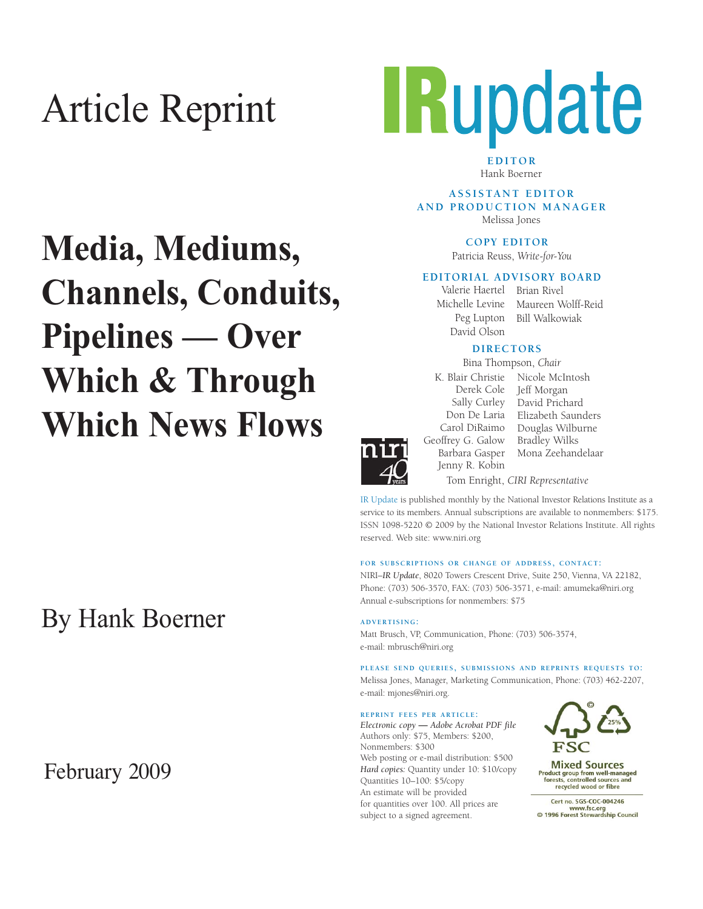# Article Reprint

# Media, Mediums, Channels, Conduits, Pipelines — Over Which & Through Which News Flows

By Hank Boerner

February 2009

# IRupdate

**EDITOR**
Hank Boerner

**ASSISTANT EDITOR AND PRODUCTION MANAGER**
Melissa Jones

**COPY EDITOR**
Patricia Reuss, *Write-for-You*

**EDITORIAL ADVISORY BOARD**
Valerie Haertel
Michelle Levine
Peg Lupton
David Olson
Brian Rivel
Maureen Wolff-Reid
Bill Walkowiak

**DIRECTORS**
Bina Thompson, *Chair*
K. Blair Christie
Derek Cole
Sally Curley
Don De Laria
Carol DiRaimo
Geoffrey G. Galow
Barbara Gasper
Jenny R. Kobin
Nicole McIntosh
Jeff Morgan
David Prichard
Elizabeth Saunders
Douglas Wilburne
Bradley Wilks
Mona Zeehandelaar
Tom Enright, *CIRI Representative*

IR Update is published monthly by the National Investor Relations Institute as a service to its members. Annual subscriptions are available to nonmembers: $175. ISSN 1098-5220 © 2009 by the National Investor Relations Institute. All rights reserved. Web site: www.niri.org

**FOR SUBSCRIPTIONS OR CHANGE OF ADDRESS, CONTACT:**
NIRI–*IR Update*, 8020 Towers Crescent Drive, Suite 250, Vienna, VA 22182, Phone: (703) 506-3570, FAX: (703) 506-3571, e-mail: amumeka@niri.org
Annual e-subscriptions for nonmembers: $75

**ADVERTISING:**
Matt Brusch, VP, Communication, Phone: (703) 506-3574, e-mail: mbrusch@niri.org

**PLEASE SEND QUERIES, SUBMISSIONS AND REPRINTS REQUESTS TO:**
Melissa Jones, Manager, Marketing Communication, Phone: (703) 462-2207, e-mail: mjones@niri.org.

**REPRINT FEES PER ARTICLE:**
*Electronic copy — Adobe Acrobat PDF file*
Authors only: $75, Members: $200, Nonmembers: $300
Web posting or e-mail distribution: $500
*Hard copies:* Quantity under 10: $10/copy
Quantities 10–100: $5/copy
An estimate will be provided for quantities over 100. All prices are subject to a signed agreement.

FSC Mixed Sources
Product group from well-managed forests, controlled sources and recycled wood or fibre
Cert no. SGS-COC-004246
www.fsc.org
© 1996 Forest Stewardship Council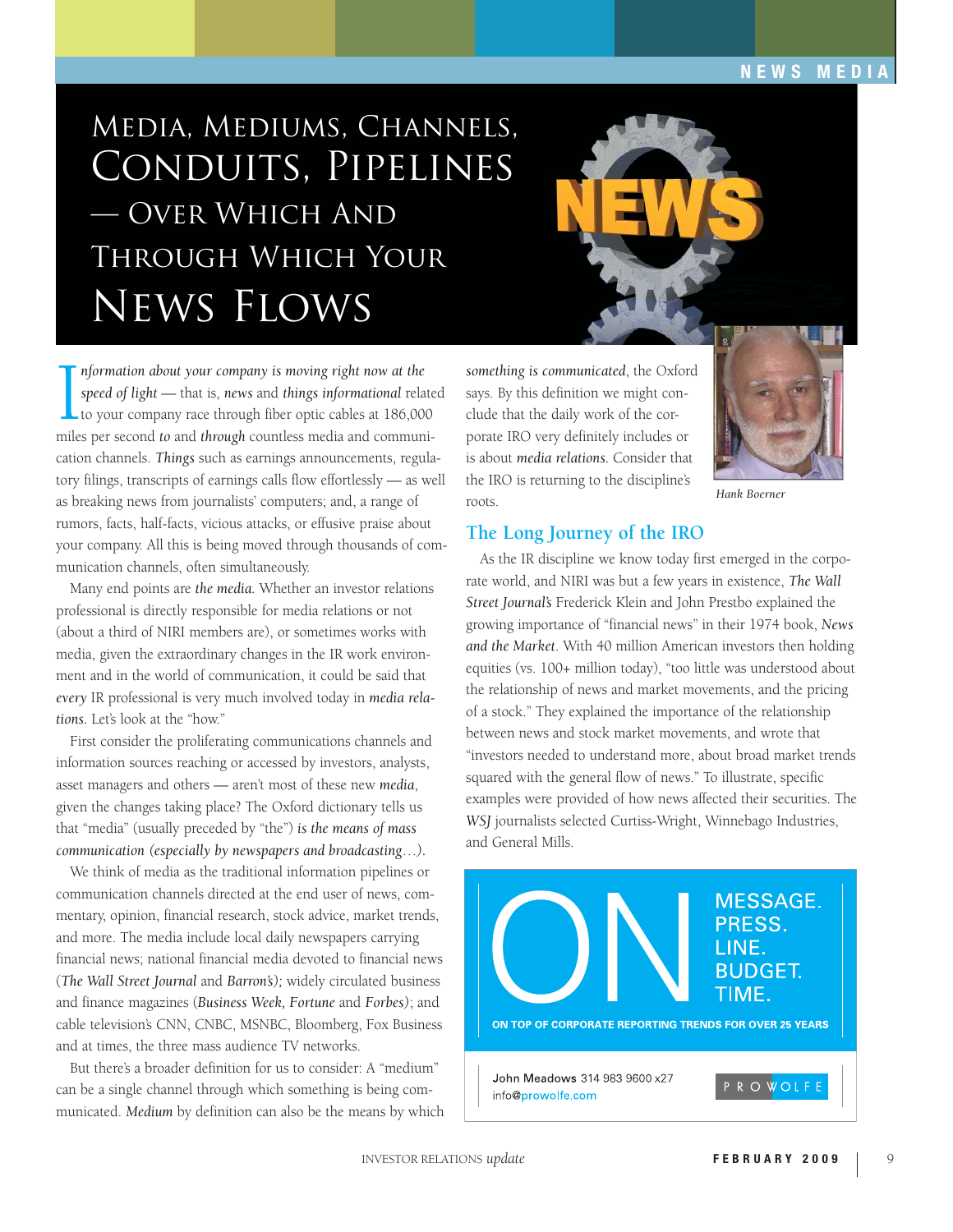# Media, Mediums, Channels, Conduits, Pipelines — Over Which And Through Which Your News Flows

*Information about your company is moving right now at the speed of light* — that is, *news* and *things informational* related to your company race through fiber optic cables at 186,000 miles per second *to* and *through* countless media and communication channels. *Things* such as earnings announcements, regulatory filings, transcripts of earnings calls flow effortlessly — as well as breaking news from journalists' computers; and, a range of rumors, facts, half-facts, vicious attacks, or effusive praise about your company. All this is being moved through thousands of communication channels, often simultaneously.

Many end points are *the media*. Whether an investor relations professional is directly responsible for media relations or not (about a third of NIRI members are), or sometimes works with media, given the extraordinary changes in the IR work environment and in the world of communication, it could be said that *every* IR professional is very much involved today in *media relations*. Let's look at the "how."

First consider the proliferating communications channels and information sources reaching or accessed by investors, analysts, asset managers and others — aren't most of these new *media*, given the changes taking place? The Oxford dictionary tells us that "media" (usually preceded by "the") *is the means of mass communication (especially by newspapers and broadcasting…)*.

We think of media as the traditional information pipelines or communication channels directed at the end user of news, commentary, opinion, financial research, stock advice, market trends, and more. The media include local daily newspapers carrying financial news; national financial media devoted to financial news (*The Wall Street Journal* and *Barron's*); widely circulated business and finance magazines (*Business Week*, *Fortune* and *Forbes*); and cable television's CNN, CNBC, MSNBC, Bloomberg, Fox Business and at times, the three mass audience TV networks.

But there's a broader definition for us to consider: A "medium" can be a single channel through which something is being communicated. *Medium* by definition can also be the means by which *something is communicated*, the Oxford says. By this definition we might conclude that the daily work of the corporate IRO very definitely includes or is about *media relations*. Consider that the IRO is returning to the discipline's roots.

*Hank Boerner*

## The Long Journey of the IRO

As the IR discipline we know today first emerged in the corporate world, and NIRI was but a few years in existence, *The Wall Street Journal's* Frederick Klein and John Prestbo explained the growing importance of "financial news" in their 1974 book, *News and the Market*. With 40 million American investors then holding equities (vs. 100+ million today), "too little was understood about the relationship of news and market movements, and the pricing of a stock." They explained the importance of the relationship between news and stock market movements, and wrote that "investors needed to understand more, about broad market trends squared with the general flow of news." To illustrate, specific examples were provided of how news affected their securities. The *WSJ* journalists selected Curtiss-Wright, Winnebago Industries, and General Mills.

ON MESSAGE. PRESS. LINE. BUDGET. TIME.

ON TOP OF CORPORATE REPORTING TRENDS FOR OVER 25 YEARS

John Meadows 314 983 9600 x27
info@prowolfe.com

PROWOLFE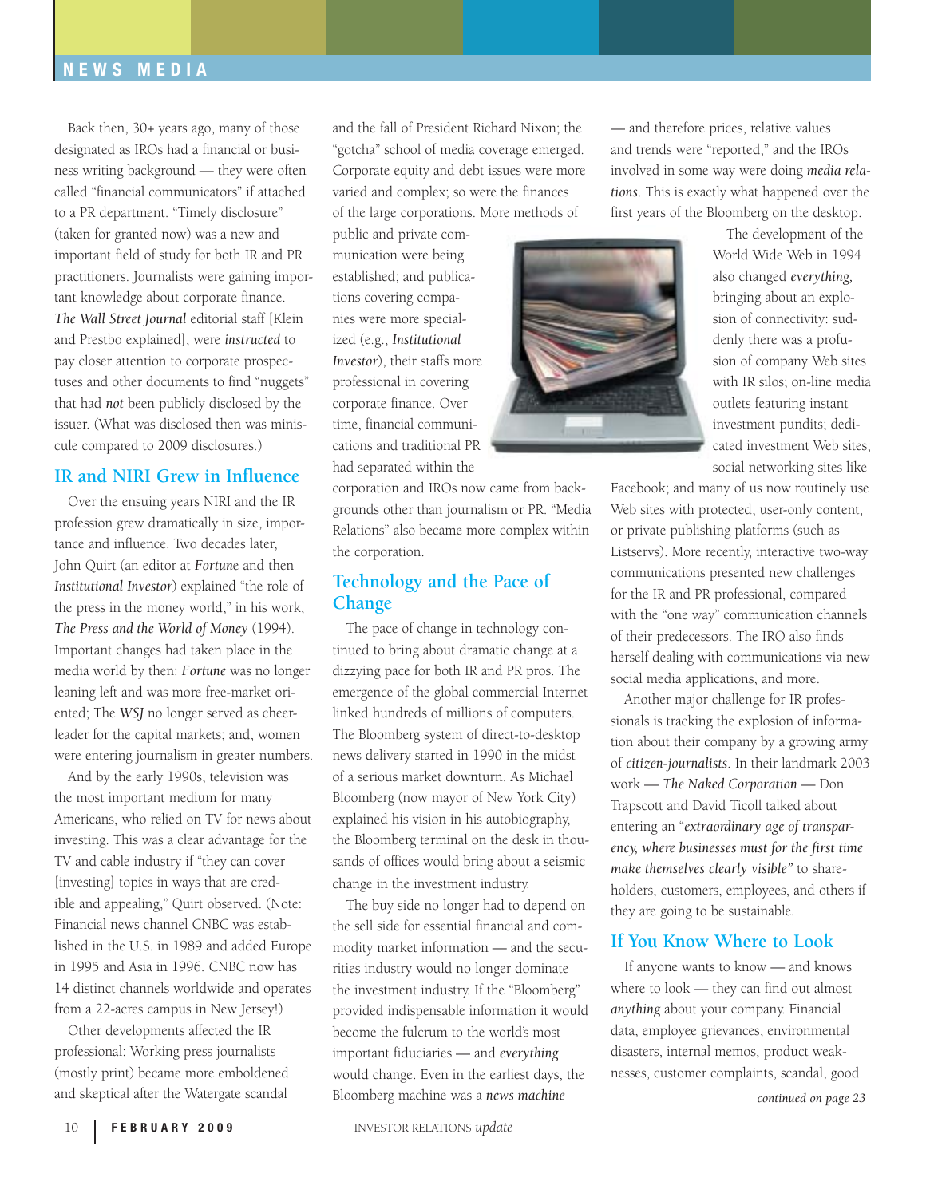Back then, 30+ years ago, many of those designated as IROs had a financial or business writing background — they were often called "financial communicators" if attached to a PR department. "Timely disclosure" (taken for granted now) was a new and important field of study for both IR and PR practitioners. Journalists were gaining important knowledge about corporate finance. *The Wall Street Journal* editorial staff [Klein and Prestbo explained], were *instructed* to pay closer attention to corporate prospectuses and other documents to find "nuggets" that had *not* been publicly disclosed by the issuer. (What was disclosed then was miniscule compared to 2009 disclosures.)

## IR and NIRI Grew in Influence

Over the ensuing years NIRI and the IR profession grew dramatically in size, importance and influence. Two decades later, John Quirt (an editor at *Fortune* and then *Institutional Investor*) explained "the role of the press in the money world," in his work, *The Press and the World of Money* (1994). Important changes had taken place in the media world by then: *Fortune* was no longer leaning left and was more free-market oriented; The *WSJ* no longer served as cheerleader for the capital markets; and, women were entering journalism in greater numbers.

And by the early 1990s, television was the most important medium for many Americans, who relied on TV for news about investing. This was a clear advantage for the TV and cable industry if "they can cover [investing] topics in ways that are credible and appealing," Quirt observed. (Note: Financial news channel CNBC was established in the U.S. in 1989 and added Europe in 1995 and Asia in 1996. CNBC now has 14 distinct channels worldwide and operates from a 22-acres campus in New Jersey!)

Other developments affected the IR professional: Working press journalists (mostly print) became more emboldened and skeptical after the Watergate scandal and the fall of President Richard Nixon; the "gotcha" school of media coverage emerged. Corporate equity and debt issues were more varied and complex; so were the finances of the large corporations. More methods of public and private communication were being established; and publications covering companies were more specialized (e.g., *Institutional Investor*), their staffs more professional in covering corporate finance. Over time, financial communications and traditional PR had separated within the corporation and IROs now came from backgrounds other than journalism or PR. "Media Relations" also became more complex within the corporation.

## Technology and the Pace of Change

The pace of change in technology continued to bring about dramatic change at a dizzying pace for both IR and PR pros. The emergence of the global commercial Internet linked hundreds of millions of computers. The Bloomberg system of direct-to-desktop news delivery started in 1990 in the midst of a serious market downturn. As Michael Bloomberg (now mayor of New York City) explained his vision in his autobiography, the Bloomberg terminal on the desk in thousands of offices would bring about a seismic change in the investment industry.

The buy side no longer had to depend on the sell side for essential financial and commodity market information — and the securities industry would no longer dominate the investment industry. If the "Bloomberg" provided indispensable information it would become the fulcrum to the world's most important fiduciaries — and *everything* would change. Even in the earliest days, the Bloomberg machine was a *news machine* — and therefore prices, relative values and trends were "reported," and the IROs involved in some way were doing *media relations*. This is exactly what happened over the first years of the Bloomberg on the desktop.

The development of the World Wide Web in 1994 also changed *everything*, bringing about an explosion of connectivity: suddenly there was a profusion of company Web sites with IR silos; on-line media outlets featuring instant investment pundits; dedicated investment Web sites; social networking sites like Facebook; and many of us now routinely use Web sites with protected, user-only content, or private publishing platforms (such as Listservs). More recently, interactive two-way communications presented new challenges for the IR and PR professional, compared with the "one way" communication channels of their predecessors. The IRO also finds herself dealing with communications via new social media applications, and more.

Another major challenge for IR professionals is tracking the explosion of information about their company by a growing army of *citizen-journalists*. In their landmark 2003 work — *The Naked Corporation* — Don Trapscott and David Ticoll talked about entering an "*extraordinary age of transparency, where businesses must for the first time make themselves clearly visible*" to shareholders, customers, employees, and others if they are going to be sustainable.

## If You Know Where to Look

If anyone wants to know — and knows where to look — they can find out almost *anything* about your company. Financial data, employee grievances, environmental disasters, internal memos, product weaknesses, customer complaints, scandal, good

*continued on page 23*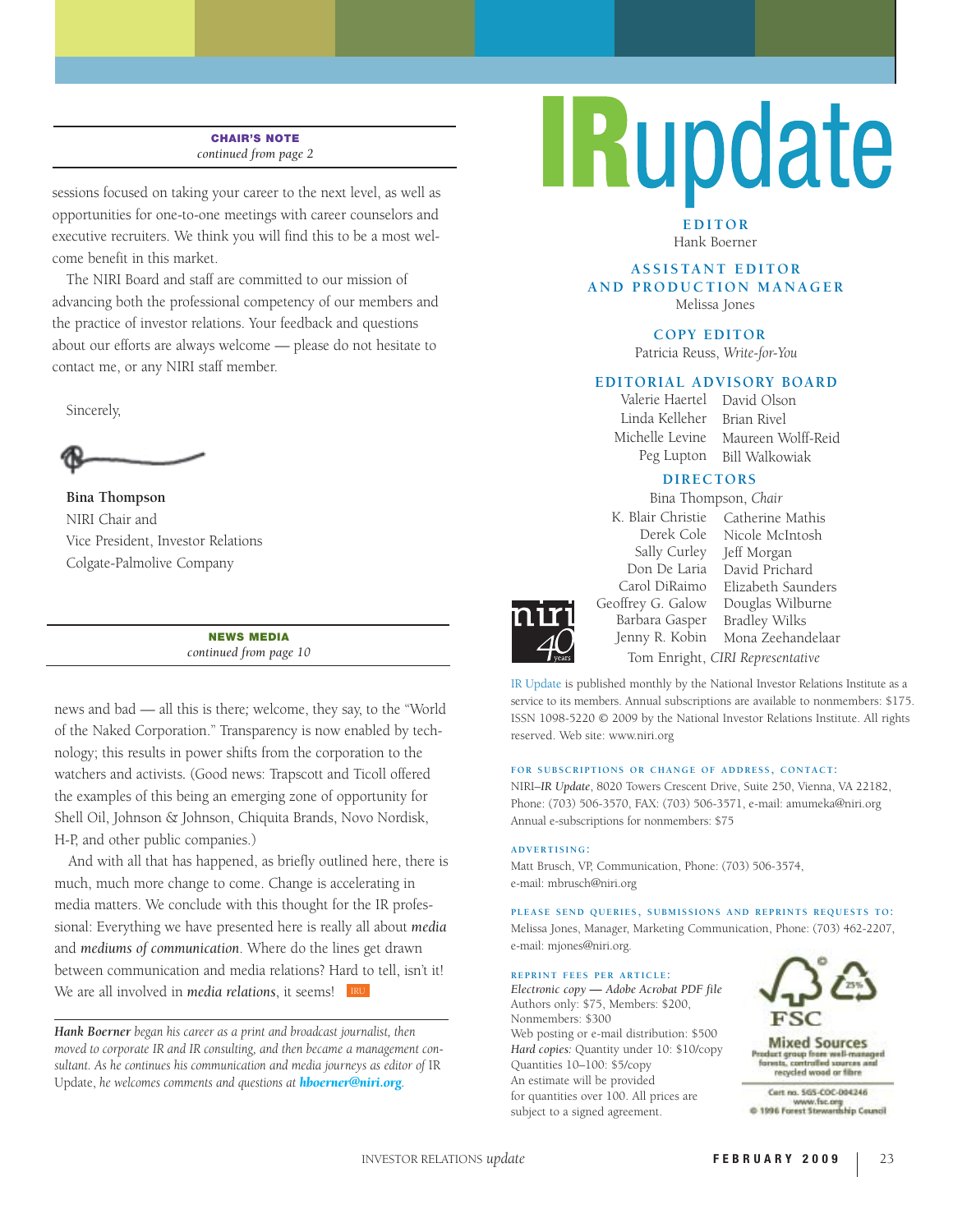**CHAIR'S NOTE**
*continued from page 2*

sessions focused on taking your career to the next level, as well as opportunities for one-to-one meetings with career counselors and executive recruiters. We think you will find this to be a most welcome benefit in this market.

The NIRI Board and staff are committed to our mission of advancing both the professional competency of our members and the practice of investor relations. Your feedback and questions about our efforts are always welcome — please do not hesitate to contact me, or any NIRI staff member.

Sincerely,

**Bina Thompson**
NIRI Chair and
Vice President, Investor Relations
Colgate-Palmolive Company

**NEWS MEDIA**
*continued from page 10*

news and bad — all this is there; welcome, they say, to the "World of the Naked Corporation." Transparency is now enabled by technology; this results in power shifts from the corporation to the watchers and activists. (Good news: Trapscott and Ticoll offered the examples of this being an emerging zone of opportunity for Shell Oil, Johnson & Johnson, Chiquita Brands, Novo Nordisk, H-P, and other public companies.)

And with all that has happened, as briefly outlined here, there is much, much more change to come. Change is accelerating in media matters. We conclude with this thought for the IR professional: Everything we have presented here is really all about ***media*** and ***mediums of communication***. Where do the lines get drawn between communication and media relations? Hard to tell, isn't it! We are all involved in ***media relations***, it seems! IRU

***Hank Boerner*** *began his career as a print and broadcast journalist, then moved to corporate IR and IR consulting, and then became a management consultant. As he continues his communication and media journeys as editor of* IR Update, *he welcomes comments and questions at* ***hboerner@niri.org***.

# IRupdate

**EDITOR**
Hank Boerner

**ASSISTANT EDITOR AND PRODUCTION MANAGER**
Melissa Jones

**COPY EDITOR**
Patricia Reuss, *Write-for-You*

**EDITORIAL ADVISORY BOARD**
Valerie Haertel, David Olson, Linda Kelleher, Brian Rivel, Michelle Levine, Maureen Wolff-Reid, Peg Lupton, Bill Walkowiak

**DIRECTORS**
Bina Thompson, *Chair*
K. Blair Christie, Catherine Mathis, Derek Cole, Nicole McIntosh, Sally Curley, Jeff Morgan, Don De Laria, David Prichard, Carol DiRaimo, Elizabeth Saunders, Geoffrey G. Galow, Douglas Wilburne, Barbara Gasper, Bradley Wilks, Jenny R. Kobin, Mona Zeehandelaar
Tom Enright, *CIRI Representative*

IR Update is published monthly by the National Investor Relations Institute as a service to its members. Annual subscriptions are available to nonmembers: $175. ISSN 1098-5220 © 2009 by the National Investor Relations Institute. All rights reserved. Web site: www.niri.org

**FOR SUBSCRIPTIONS OR CHANGE OF ADDRESS, CONTACT:**
NIRI–*IR Update*, 8020 Towers Crescent Drive, Suite 250, Vienna, VA 22182, Phone: (703) 506-3570, FAX: (703) 506-3571, e-mail: amumeka@niri.org
Annual e-subscriptions for nonmembers: $75

**ADVERTISING:**
Matt Brusch, VP, Communication, Phone: (703) 506-3574, e-mail: mbrusch@niri.org

**PLEASE SEND QUERIES, SUBMISSIONS AND REPRINTS REQUESTS TO:**
Melissa Jones, Manager, Marketing Communication, Phone: (703) 462-2207, e-mail: mjones@niri.org.

**REPRINT FEES PER ARTICLE:**
*Electronic copy — Adobe Acrobat PDF file*
Authors only: $75, Members: $200, Nonmembers: $300
Web posting or e-mail distribution: $500
*Hard copies:* Quantity under 10: $10/copy
Quantities 10–100: $5/copy
An estimate will be provided for quantities over 100. All prices are subject to a signed agreement.

FSC Mixed Sources
Product group from well-managed forests, controlled sources and recycled wood or fibre
Cert no. SGS-COC-004246
www.fsc.org
© 1996 Forest Stewardship Council